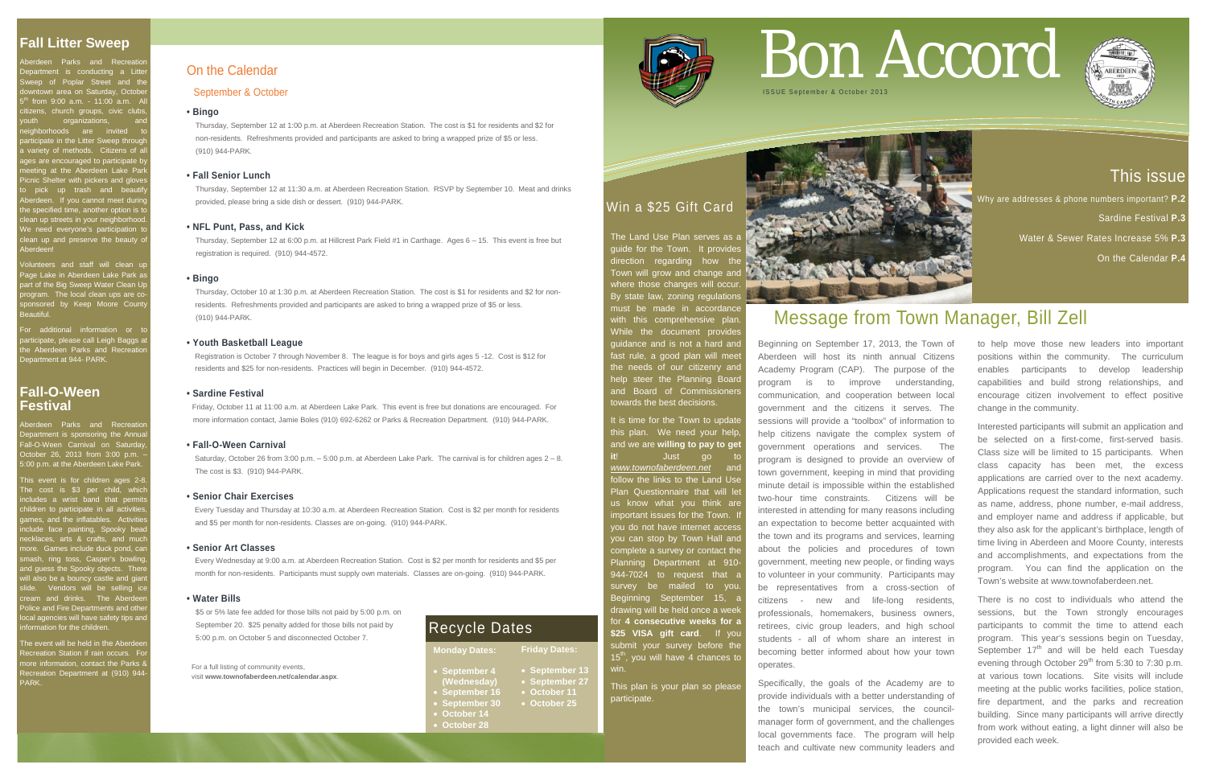# Bon Accord

ISSUE September & October 2013

## This issue

Why are addresses & phone numbers important? **P.2**

Sardine Festival **P.3**

Water & Sewer Rates Increase 5% **P.3**

On the Calendar **P.4**

## Fall Litter Sweep

Aberdeen Parks and Recreation Department is conducting a Litter Sweep of Poplar Street and the downtown area on Saturday, October 5th from 9:00 a.m. - 11:00 a.m. All citizens, church groups, civic clubs, youth organizations, and neighborhoods are invited to participate in the Litter Sweep through a variety of methods. Citizens of all ages are encouraged to participate by meeting at the Aberdeen Lake Park Picnic Shelter with pickers and gloves to pick up trash and beautify Aberdeen. If you cannot meet during the specified time, another option is to clean up streets in your neighborhood. We need everyone's participation to clean up and preserve the beauty of Aberdeen!

Volunteers and staff will clean up Page Lake in Aberdeen Lake Park as part of the Big Sweep Water Clean Up program. The local clean ups are co-sponsored by Keep Moore County Beautiful.

For additional information or to participate, please call Leigh Baggs at the Aberdeen Parks and Recreation Department at 944- PARK.

## Fall-O-Ween Festival

Aberdeen Parks and Recreation Department is sponsoring the Annual Fall-O-Ween Carnival on Saturday, October 26, 2013 from 3:00 p.m. – 5:00 p.m. at the Aberdeen Lake Park.

This event is for children ages 2-8. The cost is $3 per child, which includes a wrist band that permits children to participate in all activities, games, and the inflatables. Activities include face painting, Spooky bead necklaces, arts & crafts, and much more. Games include duck pond, can smash, ring toss, Casper's bowling, and guess the Spooky objects. There will also be a bouncy castle and giant slide. Vendors will be selling ice cream and drinks. The Aberdeen Police and Fire Departments and other local agencies will have safety tips and information for the children.

The event will be held in the Aberdeen Recreation Station if rain occurs. For more information, contact the Parks & Recreation Department at (910) 944-PARK.

## On the Calendar

### September & October

**• Bingo**

Thursday, September 12 at 1:00 p.m. at Aberdeen Recreation Station. The cost is $1 for residents and $2 for non-residents. Refreshments provided and participants are asked to bring a wrapped prize of $5 or less. (910) 944-PARK.

**• Fall Senior Lunch**

Thursday, September 12 at 11:30 a.m. at Aberdeen Recreation Station. RSVP by September 10. Meat and drinks provided, please bring a side dish or dessert. (910) 944-PARK.

**• NFL Punt, Pass, and Kick**

Thursday, September 12 at 6:00 p.m. at Hillcrest Park Field #1 in Carthage. Ages 6 – 15. This event is free but registration is required. (910) 944-4572.

**• Bingo**

Thursday, October 10 at 1:30 p.m. at Aberdeen Recreation Station. The cost is $1 for residents and $2 for non-residents. Refreshments provided and participants are asked to bring a wrapped prize of $5 or less. (910) 944-PARK.

**• Youth Basketball League**

Registration is October 7 through November 8. The league is for boys and girls ages 5 -12. Cost is $12 for residents and $25 for non-residents. Practices will begin in December. (910) 944-4572.

**• Sardine Festival**

Friday, October 11 at 11:00 a.m. at Aberdeen Lake Park. This event is free but donations are encouraged. For more information contact, Jamie Boles (910) 692-6262 or Parks & Recreation Department. (910) 944-PARK.

**• Fall-O-Ween Carnival**

Saturday, October 26 from 3:00 p.m. – 5:00 p.m. at Aberdeen Lake Park. The carnival is for children ages 2 – 8. The cost is $3. (910) 944-PARK.

**• Senior Chair Exercises**

Every Tuesday and Thursday at 10:30 a.m. at Aberdeen Recreation Station. Cost is $2 per month for residents and $5 per month for non-residents. Classes are on-going. (910) 944-PARK.

**• Senior Art Classes**

Every Wednesday at 9:00 a.m. at Aberdeen Recreation Station. Cost is $2 per month for residents and $5 per month for non-residents. Participants must supply own materials. Classes are on-going. (910) 944-PARK.

**• Water Bills**

$5 or 5% late fee added for those bills not paid by 5:00 p.m. on September 20. $25 penalty added for those bills not paid by 5:00 p.m. on October 5 and disconnected October 7.

For a full listing of community events, visit **www.townofaberdeen.net/calendar.aspx**.

## Recycle Dates

| Monday Dates: | Friday Dates: |
| --- | --- |
| • September 4 (Wednesday) | • September 13 |
| • September 16 | • September 27 |
| • September 30 | • October 11 |
| • October 14 | • October 25 |
| • October 28 | |

## Win a $25 Gift Card

The Land Use Plan serves as a guide for the Town. It provides direction regarding how the Town will grow and change and where those changes will occur. By state law, zoning regulations must be made in accordance with this comprehensive plan. While the document provides guidance and is not a hard and fast rule, a good plan will meet the needs of our citizenry and help steer the Planning Board and Board of Commissioners towards the best decisions.

It is time for the Town to update this plan. We need your help, and we are **willing to pay to get it**! Just go to *www.townofaberdeen.net* and follow the links to the Land Use Plan Questionnaire that will let us know what you think are important issues for the Town. If you do not have internet access you can stop by Town Hall and complete a survey or contact the Planning Department at 910-944-7024 to request that a survey be mailed to you. Beginning September 15, a drawing will be held once a week for **4 consecutive weeks for a $25 VISA gift card**. If you submit your survey before the 15th, you will have 4 chances to win.

This plan is your plan so please participate.

## Message from Town Manager, Bill Zell

Beginning on September 17, 2013, the Town of Aberdeen will host its ninth annual Citizens Academy Program (CAP). The purpose of the program is to improve understanding, communication, and cooperation between local government and the citizens it serves. The sessions will provide a "toolbox" of information to help citizens navigate the complex system of government operations and services. The program is designed to provide an overview of town government, keeping in mind that providing minute detail is impossible within the established two-hour time constraints. Citizens will be interested in attending for many reasons including an expectation to become better acquainted with the town and its programs and services, learning about the policies and procedures of town government, meeting new people, or finding ways to volunteer in your community. Participants may be representatives from a cross-section of citizens - new and life-long residents, professionals, homemakers, business owners, retirees, civic group leaders, and high school students - all of whom share an interest in becoming better informed about how your town operates.

Specifically, the goals of the Academy are to provide individuals with a better understanding of the town's municipal services, the council-manager form of government, and the challenges local governments face. The program will help teach and cultivate new community leaders and to help move those new leaders into important positions within the community. The curriculum enables participants to develop leadership capabilities and build strong relationships, and encourage citizen involvement to effect positive change in the community.

Interested participants will submit an application and be selected on a first-come, first-served basis. Class size will be limited to 15 participants. When class capacity has been met, the excess applications are carried over to the next academy. Applications request the standard information, such as name, address, phone number, e-mail address, and employer name and address if applicable, but they also ask for the applicant's birthplace, length of time living in Aberdeen and Moore County, interests and accomplishments, and expectations from the program. You can find the application on the Town's website at www.townofaberdeen.net.

There is no cost to individuals who attend the sessions, but the Town strongly encourages participants to commit the time to attend each program. This year's sessions begin on Tuesday, September 17th and will be held each Tuesday evening through October 29th from 5:30 to 7:30 p.m. at various town locations. Site visits will include meeting at the public works facilities, police station, fire department, and the parks and recreation building. Since many participants will arrive directly from work without eating, a light dinner will also be provided each week.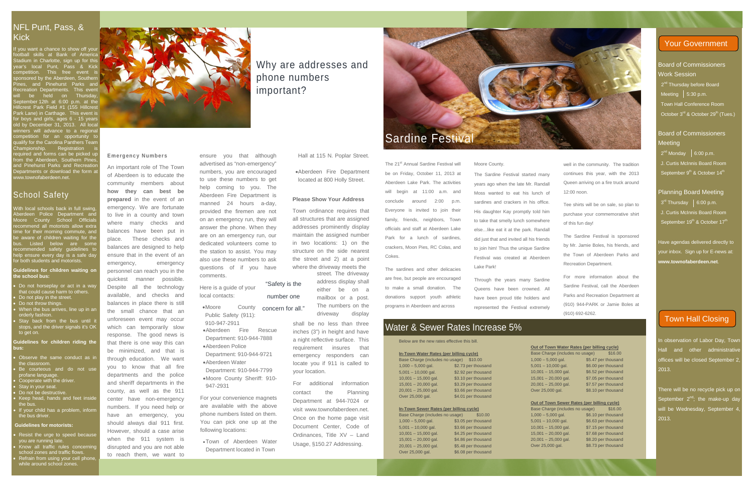## NFL Punt, Pass, & Kick

If you want a chance to show off your football skills at Bank of America Stadium in Charlotte, sign up for this year's local Punt, Pass & Kick competition. This free event is sponsored by the Aberdeen, Southern Pines, and Pinehurst Parks and Recreation Departments. This event will be held on Thursday, September 12th at 6:00 p.m. at the Hillcrest Park Field #1 (155 Hillcrest Park Lane) in Carthage. This event is for boys and girls, ages 6 - 15 years old by December 31, 2013. All local winners will advance to a regional competition for an opportunity to qualify for the Carolina Panthers Team Championship. Registration is required and forms can be picked up from the Aberdeen, Southern Pines, and Pinehurst Parks and Recreation Departments or download the form at www.townofaberdeen.net.

## School Safety

With local schools back in full swing, Aberdeen Police Department and Moore County School Officials recommend all motorists allow extra time for their morning commute, and be aware of children waiting for the bus. Listed below are some recommended safety guidelines to help ensure every day is a safe day for both students and motorists.

**Guidelines for children waiting on the school bus:**

- Do not horseplay or act in a way that could cause harm to others.
- Do not play in the street.
- Do not throw things.
- When the bus arrives, line up in an orderly fashion.
- Stay back from the bus until it stops, and the driver signals it's OK to get on.

**Guidelines for children riding the bus:**

- Observe the same conduct as in the classroom.
- Be courteous and do not use profane language.
- Cooperate with the driver.
- Stay in your seat.
- Do not be destructive.
- Keep head, hands and feet inside the bus.
- If your child has a problem, inform the bus driver.

**Guidelines for motorists:**

- Resist the urge to speed because you are running late.
- Know all traffic rules concerning school zones and traffic flows.
- Refrain from using your cell phone, while around school zones.

## Why are addresses and phone numbers important?

### Emergency Numbers

An important role of The Town of Aberdeen is to educate the community members about **how they can best be prepared** in the event of an emergency. We are fortunate to live in a county and town where many checks and balances have been put in place. These checks and balances are designed to help ensure that in the event of an emergency, emergency personnel can reach you in the quickest manner possible. Despite all the technology available, and checks and balances in place there is still the small chance that an unforeseen event may occur which can temporarily slow response. The good news is that there is one way this can be minimized, and that is through education. We want you to know that all fire departments and the police and sheriff departments in the county, as well as the 911 center have non-emergency numbers. If you need help or have an emergency, you should always dial 911 first. However, should a case arise when the 911 system is disrupted and you are not able to reach them, we want to ensure you that although advertised as "non-emergency" numbers, you are encouraged to use these numbers to get help coming to you. The Aberdeen Fire Department is manned 24 hours a-day, provided the firemen are not on an emergency run, they will answer the phone. When they are on an emergency run, our dedicated volunteers come to the station to assist. You may also use these numbers to ask questions of if you have comments.

Here is a guide of your local contacts:

"Safety is the number one concern for all."

- Moore County Public Safety (911): 910-947-2911
- Aberdeen Fire Rescue Department: 910-944-7888
- Aberdeen Police Department: 910-944-9721
- Aberdeen Water Department: 910-944-7799
- Moore County Sheriff: 910-947-2931

For your convenience magnets are available with the above phone numbers listed on them. You can pick one up at the following locations:

- Town of Aberdeen Water Department located in Town Hall at 115 N. Poplar Street.
- Aberdeen Fire Department located at 800 Holly Street.

### Please Show Your Address

Town ordinance requires that all structures that are assigned addresses prominently display maintain the assigned number in two locations: 1) on the structure on the side nearest the street and 2) at a point where the driveway meets the street. The driveway address display shall either be on a mailbox or a post. The numbers on the driveway display shall be no less than three inches (3") in height and have a night reflective surface. This requirement insures that emergency responders can locate you if 911 is called to your location.

For additional information contact the Planning Department at 944-7024 or visit www.townofaberdeen.net. Once on the home page visit Document Center, Code of Ordinances, Title XV – Land Usage, §150.27 Addressing.

## Sardine Festival

The 21st Annual Sardine Festival will be on Friday, October 11, 2013 at Aberdeen Lake Park. The activities will begin at 11:00 a.m. and conclude around 2:00 p.m. Everyone is invited to join their family, friends, neighbors, Town officials and staff at Aberdeen Lake Park for a lunch of sardines, crackers, Moon Pies, RC Colas, and Cokes.

The sardines and other delicacies are free, but people are encouraged to make a small donation. The donations support youth athletic programs in Aberdeen and across Moore County.

The Sardine Festival started many years ago when the late Mr. Randall Moss wanted to eat his lunch of sardines and crackers in his office. His daughter Kay promptly told him to take that smelly lunch somewhere else…like eat it at the park. Randall did just that and invited all his friends to join him! Thus the unique Sardine Festival was created at Aberdeen Lake Park!

Through the years many Sardine Queens have been crowned. All have been proud title holders and represented the Festival extremely well in the community. The tradition continues this year, with the 2013 Queen arriving on a fire truck around 12:00 noon.

Tee shirts will be on sale, so plan to purchase your commemorative shirt of this fun day!

The Sardine Festival is sponsored by Mr. Jamie Boles, his friends, and the Town of Aberdeen Parks and Recreation Department.

For more information about the Sardine Festival, call the Aberdeen Parks and Recreation Department at (910) 944-PARK or Jamie Boles at (910) 692-6262.

## Water & Sewer Rates Increase 5%

Below are the new rates effective this bill.

**In-Town Water Rates (per billing cycle)**

| | |
|---|---|
| Base Charge (includes no usage) | $10.00 |
| 1,000 – 5,000 gal. | $2.73 per thousand |
| 5,001 – 10,000 gal. | $2.92 per thousand |
| 10,001 – 15,000 gal. | $3.10 per thousand |
| 15,001 – 20,000 gal. | $3.29 per thousand |
| 20,001 – 25,000 gal. | $3.66 per thousand |
| Over 25,000 gal. | $4.01 per thousand |

**In-Town Sewer Rates (per billing cycle)**

| | |
|---|---|
| Base Charge (includes no usage) | $10.00 |
| 1,000 – 5,000 gal. | $3.05 per thousand |
| 5,001 – 10,000 gal. | $3.66 per thousand |
| 10,001 – 15,000 gal. | $4.25 per thousand |
| 15,001 – 20,000 gal. | $4.86 per thousand |
| 20,001 – 25,000 gal. | $5.48 per thousand |
| Over 25,000 gal. | $6.08 per thousand |

**Out of Town Water Rates (per billing cycle)**

| | |
|---|---|
| Base Charge (includes no usage) | $16.00 |
| 1,000 – 5,000 gal. | $5.47 per thousand |
| 5,001 – 10,000 gal. | $6.00 per thousand |
| 10,001 – 15,000 gal. | $6.52 per thousand |
| 15,001 – 20,000 gal. | $7.05 per thousand |
| 20,001 – 25,000 gal. | $7.57 per thousand |
| Over 25,000 gal. | $8.10 per thousand |

**Out of Town Sewer Rates (per billing cycle)**

| | |
|---|---|
| Base Charge (includes no usage) | $16.00 |
| 1,000 – 5,000 gal. | $6.10 per thousand |
| 5,001 – 10,000 gal. | $6.63 per thousand |
| 10,001 – 15,000 gal. | $7.15 per thousand |
| 15,001 – 20,000 gal. | $7.68 per thousand |
| 20,001 – 25,000 gal. | $8.20 per thousand |
| Over 25,000 gal. | $8.73 per thousand |

## Your Government

**Board of Commissioners Work Session**

2nd Thursday before Board Meeting | 5:30 p.m.
Town Hall Conference Room
October 3rd & October 29th (Tues.)

**Board of Commissioners Meeting**

2nd Monday | 6:00 p.m.
J. Curtis McInnis Board Room
September 9th & October 14th

**Planning Board Meeting**

3rd Thursday | 6:00 p.m.
J. Curtis McInnis Board Room
September 19th & October 17th

Have agendas delivered directly to your inbox. Sign up for E-news at: **www.townofaberdeen.net**.

## Town Hall Closing

In observation of Labor Day, Town Hall and other administrative offices will be closed September 2, 2013.

There will be no recycle pick up on September 2nd; the make-up day will be Wednesday, September 4, 2013.